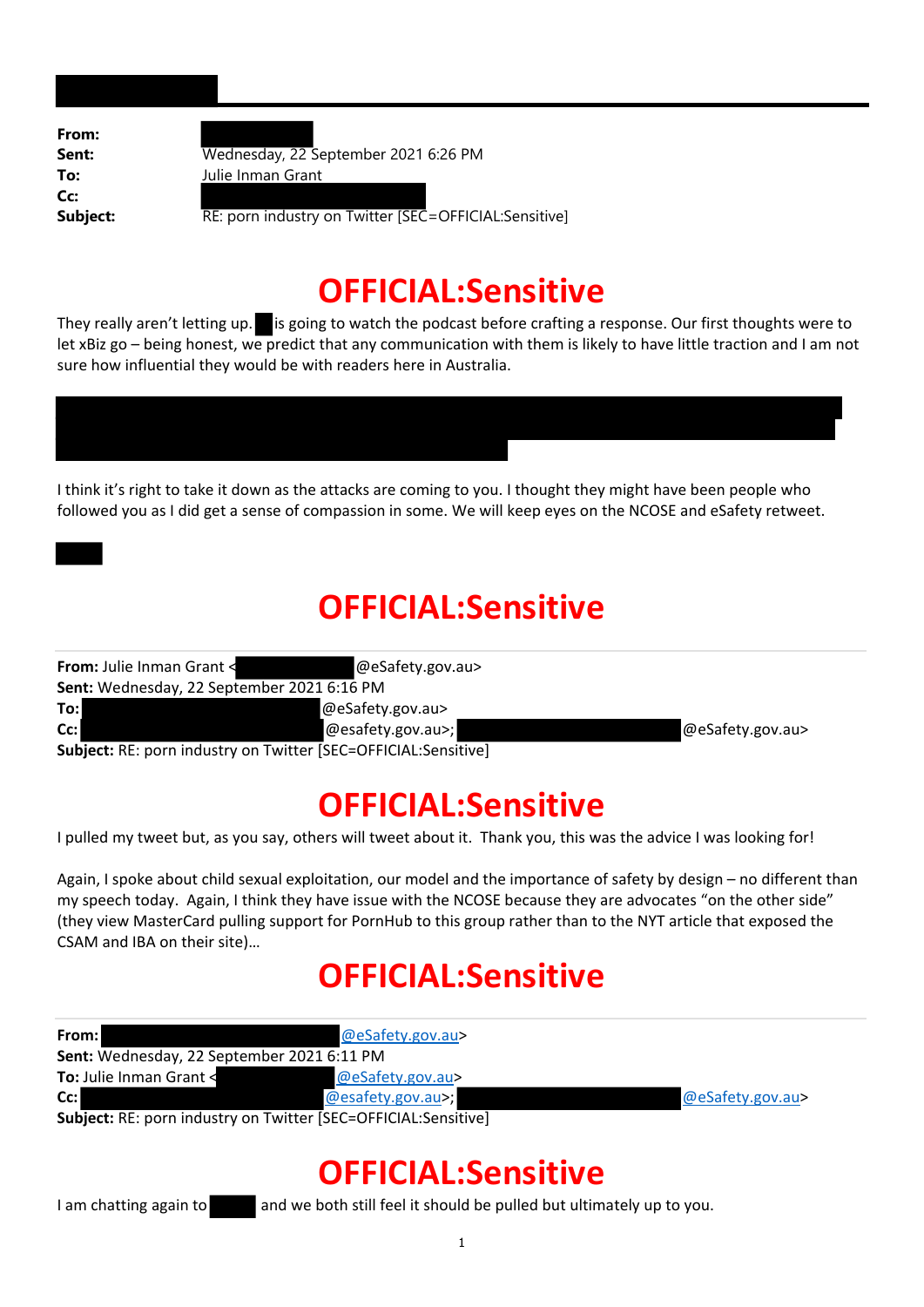**From:**
**Sent:** Wednesday, 22 September 2021 6:26 PM
**To:** Julie Inman Grant
**Cc:**
**Subject:** RE: porn industry on Twitter [SEC=OFFICIAL:Sensitive]

# OFFICIAL:Sensitive

They really aren't letting up. is going to watch the podcast before crafting a response. Our first thoughts were to let xBiz go – being honest, we predict that any communication with them is likely to have little traction and I am not sure how influential they would be with readers here in Australia.

I think it's right to take it down as the attacks are coming to you. I thought they might have been people who followed you as I did get a sense of compassion in some. We will keep eyes on the NCOSE and eSafety retweet.

# OFFICIAL:Sensitive

**From:** Julie Inman Grant < @eSafety.gov.au>
**Sent:** Wednesday, 22 September 2021 6:16 PM
**To:** @eSafety.gov.au>
**Cc:** @esafety.gov.au>; @eSafety.gov.au>
**Subject:** RE: porn industry on Twitter [SEC=OFFICIAL:Sensitive]

# OFFICIAL:Sensitive

I pulled my tweet but, as you say, others will tweet about it. Thank you, this was the advice I was looking for!

Again, I spoke about child sexual exploitation, our model and the importance of safety by design – no different than my speech today. Again, I think they have issue with the NCOSE because they are advocates "on the other side" (they view MasterCard pulling support for PornHub to this group rather than to the NYT article that exposed the CSAM and IBA on their site)…

# OFFICIAL:Sensitive

**From:** @eSafety.gov.au>
**Sent:** Wednesday, 22 September 2021 6:11 PM
**To:** Julie Inman Grant < @eSafety.gov.au>
**Cc:** @esafety.gov.au>; @eSafety.gov.au>
**Subject:** RE: porn industry on Twitter [SEC=OFFICIAL:Sensitive]

# OFFICIAL:Sensitive

I am chatting again to and we both still feel it should be pulled but ultimately up to you.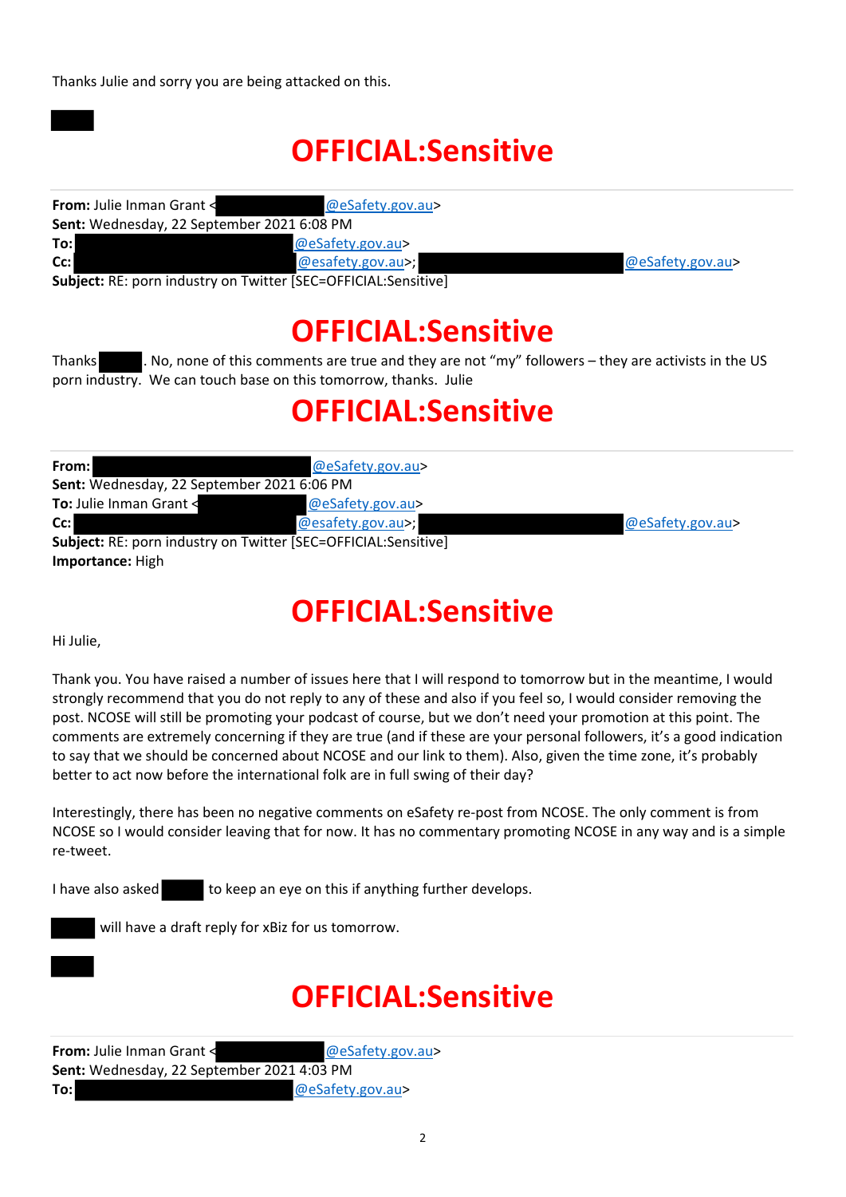Thanks Julie and sorry you are being attacked on this.

█████

**OFFICIAL:Sensitive**

---

**From:** Julie Inman Grant <█████@eSafety.gov.au>
**Sent:** Wednesday, 22 September 2021 6:08 PM
**To:** █████@eSafety.gov.au>
**Cc:** █████@esafety.gov.au>; █████@eSafety.gov.au>
**Subject:** RE: porn industry on Twitter [SEC=OFFICIAL:Sensitive]

**OFFICIAL:Sensitive**

Thanks █████. No, none of this comments are true and they are not "my" followers – they are activists in the US porn industry. We can touch base on this tomorrow, thanks. Julie

**OFFICIAL:Sensitive**

---

**From:** █████@eSafety.gov.au>
**Sent:** Wednesday, 22 September 2021 6:06 PM
**To:** Julie Inman Grant <█████@eSafety.gov.au>
**Cc:** █████@esafety.gov.au>; █████@eSafety.gov.au>
**Subject:** RE: porn industry on Twitter [SEC=OFFICIAL:Sensitive]
**Importance:** High

**OFFICIAL:Sensitive**

Hi Julie,

Thank you. You have raised a number of issues here that I will respond to tomorrow but in the meantime, I would strongly recommend that you do not reply to any of these and also if you feel so, I would consider removing the post. NCOSE will still be promoting your podcast of course, but we don't need your promotion at this point. The comments are extremely concerning if they are true (and if these are your personal followers, it's a good indication to say that we should be concerned about NCOSE and our link to them). Also, given the time zone, it's probably better to act now before the international folk are in full swing of their day?

Interestingly, there has been no negative comments on eSafety re-post from NCOSE. The only comment is from NCOSE so I would consider leaving that for now. It has no commentary promoting NCOSE in any way and is a simple re-tweet.

I have also asked █████ to keep an eye on this if anything further develops.

█████ will have a draft reply for xBiz for us tomorrow.

█████

**OFFICIAL:Sensitive**

---

**From:** Julie Inman Grant <█████@eSafety.gov.au>
**Sent:** Wednesday, 22 September 2021 4:03 PM
**To:** █████@eSafety.gov.au>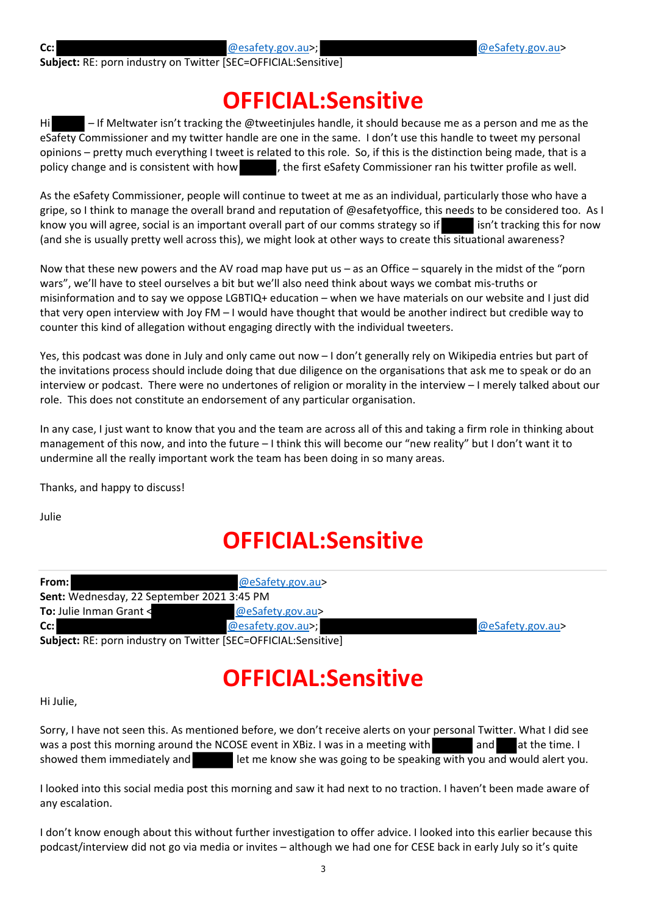**Cc:** @esafety.gov.au>; @eSafety.gov.au>
**Subject:** RE: porn industry on Twitter [SEC=OFFICIAL:Sensitive]

# OFFICIAL:Sensitive

Hi – If Meltwater isn't tracking the @tweetinjules handle, it should because me as a person and me as the eSafety Commissioner and my twitter handle are one in the same. I don't use this handle to tweet my personal opinions – pretty much everything I tweet is related to this role. So, if this is the distinction being made, that is a policy change and is consistent with how , the first eSafety Commissioner ran his twitter profile as well.

As the eSafety Commissioner, people will continue to tweet at me as an individual, particularly those who have a gripe, so I think to manage the overall brand and reputation of @esafetyoffice, this needs to be considered too. As I know you will agree, social is an important overall part of our comms strategy so if isn't tracking this for now (and she is usually pretty well across this), we might look at other ways to create this situational awareness?

Now that these new powers and the AV road map have put us – as an Office – squarely in the midst of the "porn wars", we'll have to steel ourselves a bit but we'll also need think about ways we combat mis-truths or misinformation and to say we oppose LGBTIQ+ education – when we have materials on our website and I just did that very open interview with Joy FM – I would have thought that would be another indirect but credible way to counter this kind of allegation without engaging directly with the individual tweeters.

Yes, this podcast was done in July and only came out now – I don't generally rely on Wikipedia entries but part of the invitations process should include doing that due diligence on the organisations that ask me to speak or do an interview or podcast. There were no undertones of religion or morality in the interview – I merely talked about our role. This does not constitute an endorsement of any particular organisation.

In any case, I just want to know that you and the team are across all of this and taking a firm role in thinking about management of this now, and into the future – I think this will become our "new reality" but I don't want it to undermine all the really important work the team has been doing in so many areas.

Thanks, and happy to discuss!

Julie

# OFFICIAL:Sensitive

---

**From:** @eSafety.gov.au>
**Sent:** Wednesday, 22 September 2021 3:45 PM
**To:** Julie Inman Grant < @eSafety.gov.au>
**Cc:** @esafety.gov.au>; @eSafety.gov.au>
**Subject:** RE: porn industry on Twitter [SEC=OFFICIAL:Sensitive]

# OFFICIAL:Sensitive

Hi Julie,

Sorry, I have not seen this. As mentioned before, we don't receive alerts on your personal Twitter. What I did see was a post this morning around the NCOSE event in XBiz. I was in a meeting with and at the time. I showed them immediately and let me know she was going to be speaking with you and would alert you.

I looked into this social media post this morning and saw it had next to no traction. I haven't been made aware of any escalation.

I don't know enough about this without further investigation to offer advice. I looked into this earlier because this podcast/interview did not go via media or invites – although we had one for CESE back in early July so it's quite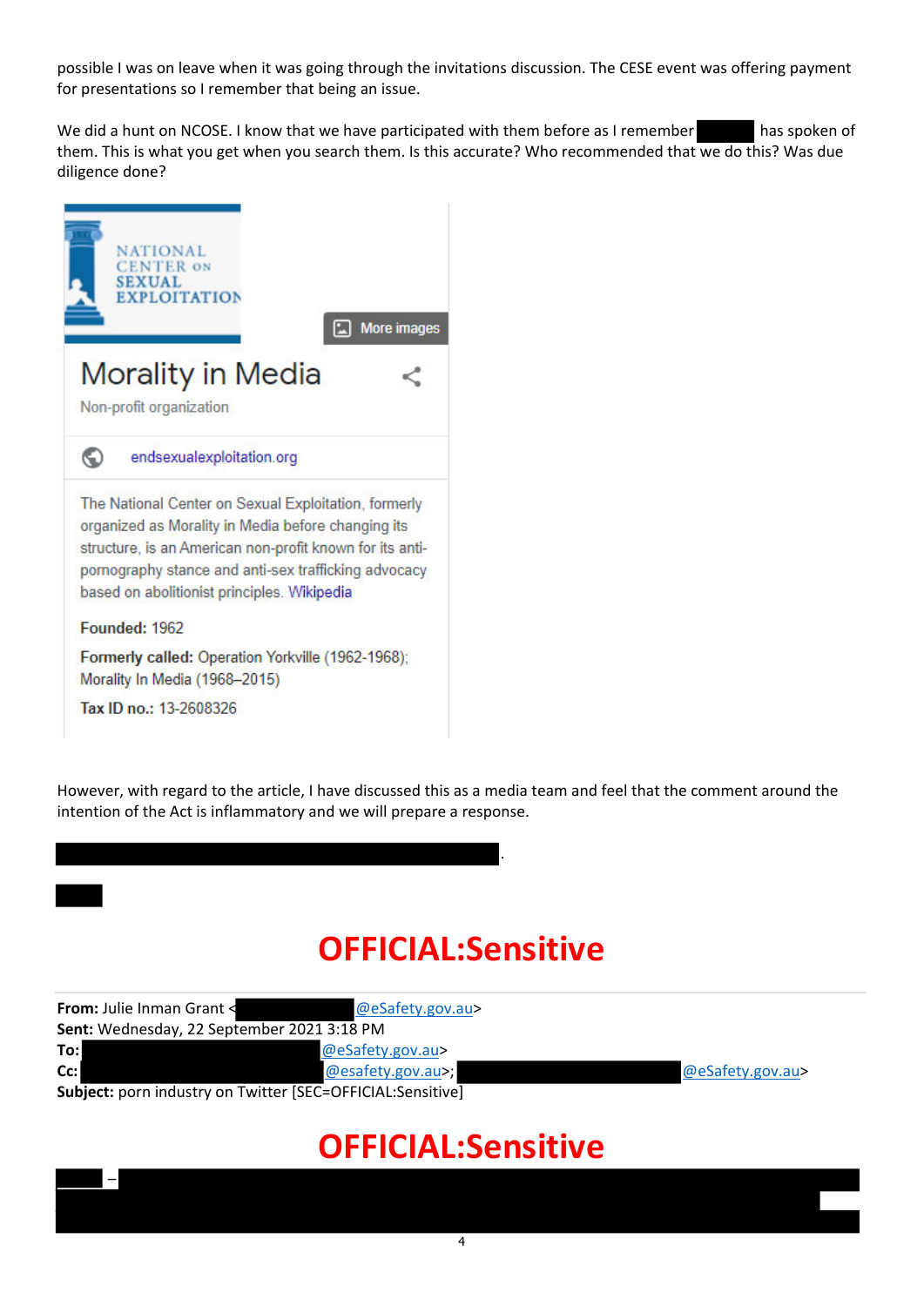possible I was on leave when it was going through the invitations discussion. The CESE event was offering payment for presentations so I remember that being an issue.

We did a hunt on NCOSE. I know that we have participated with them before as I remember [redacted] has spoken of them. This is what you get when you search them. Is this accurate? Who recommended that we do this? Was due diligence done?

NATIONAL CENTER ON SEXUAL EXPLOITATION

More images

Morality in Media

Non-profit organization

endsexualexploitation.org

The National Center on Sexual Exploitation, formerly organized as Morality in Media before changing its structure, is an American non-profit known for its anti-pornography stance and anti-sex trafficking advocacy based on abolitionist principles. Wikipedia

**Founded:** 1962

**Formerly called:** Operation Yorkville (1962-1968); Morality In Media (1968–2015)

**Tax ID no.:** 13-2608326

However, with regard to the article, I have discussed this as a media team and feel that the comment around the intention of the Act is inflammatory and we will prepare a response.

[redacted].

[redacted]

# OFFICIAL:Sensitive

**From:** Julie Inman Grant <[redacted]@eSafety.gov.au>
**Sent:** Wednesday, 22 September 2021 3:18 PM
**To:** [redacted]@eSafety.gov.au>
**Cc:** [redacted]@esafety.gov.au>; [redacted]@eSafety.gov.au>
**Subject:** porn industry on Twitter [SEC=OFFICIAL:Sensitive]

# OFFICIAL:Sensitive

[redacted] – [redacted]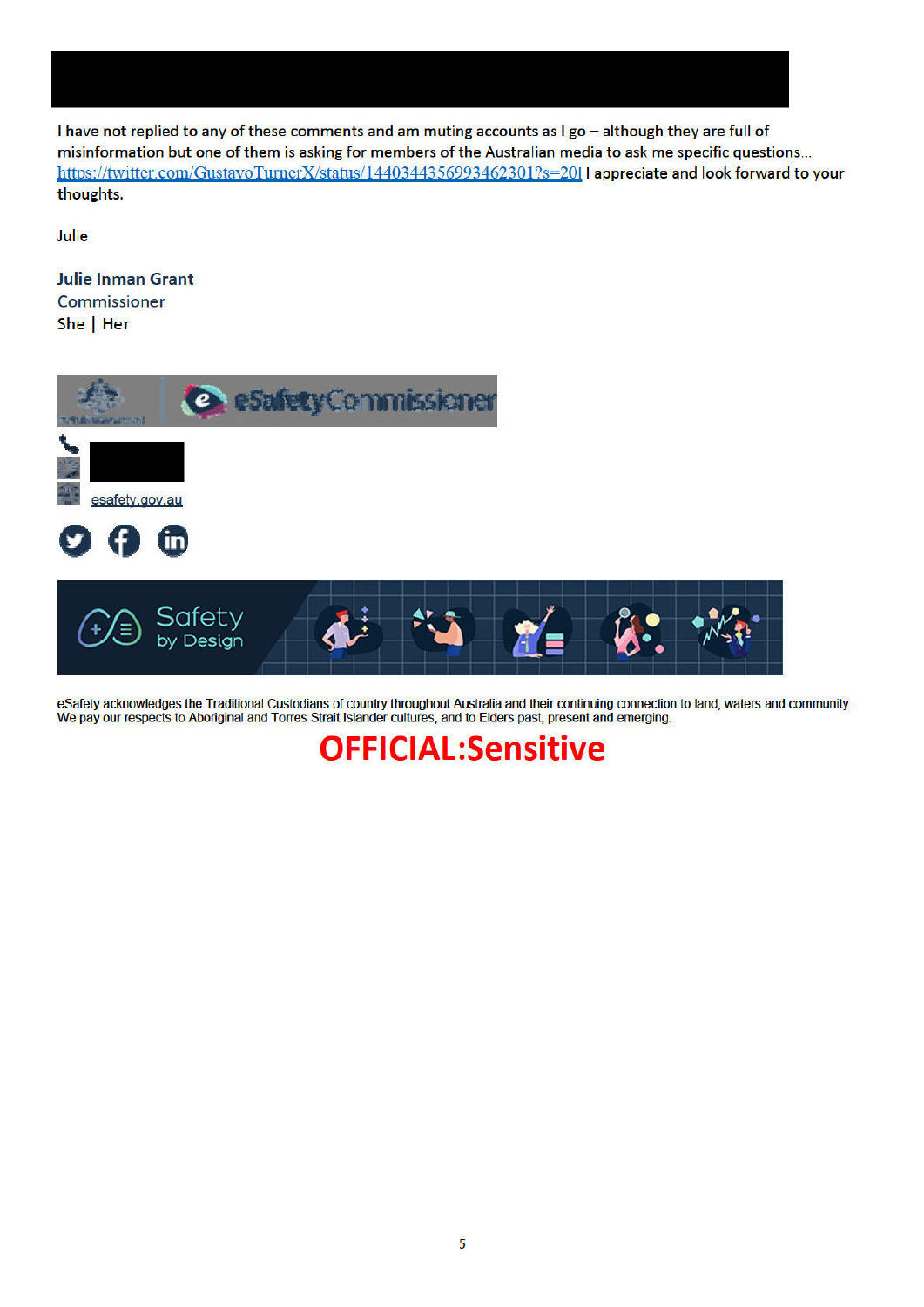I have not replied to any of these comments and am muting accounts as I go – although they are full of misinformation but one of them is asking for members of the Australian media to ask me specific questions… https://twitter.com/GustavoTurnerX/status/1440344356993462301?s=20 I appreciate and look forward to your thoughts.

Julie

**Julie Inman Grant**
Commissioner
She | Her

esafety.gov.au

eSafety acknowledges the Traditional Custodians of country throughout Australia and their continuing connection to land, waters and community. We pay our respects to Aboriginal and Torres Strait Islander cultures, and to Elders past, present and emerging.

**OFFICIAL:Sensitive**